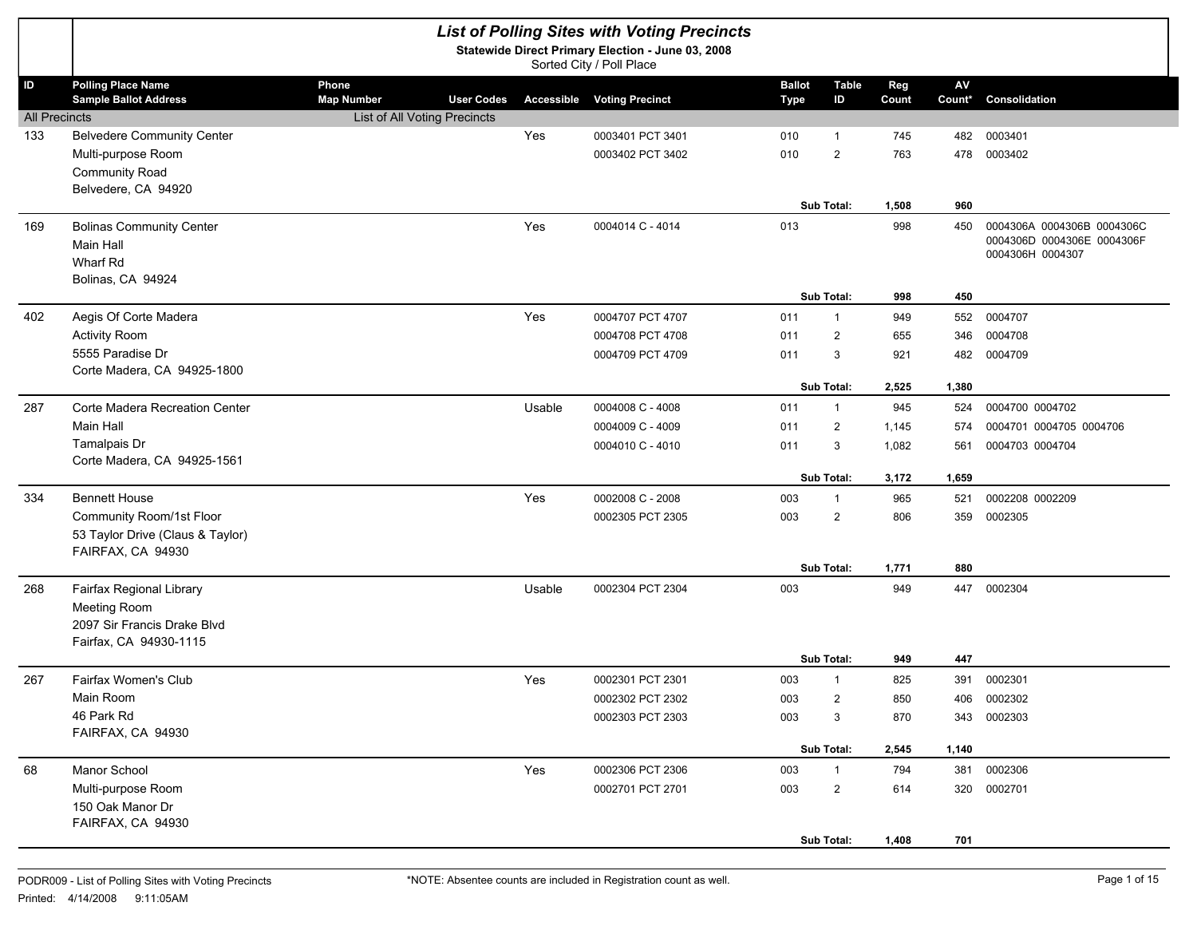# List of Polling Sites with Voting Precincts

**Statewide Direct Primary Election - June 03, 2008**

Sorted City / Poll Place

| ID | Polling Place Name / Sample Ballot Address | Phone / Map Number | User Codes | Accessible | Voting Precinct | Ballot Type | Table ID | Reg Count | AV Count* | Consolidation |
|---|---|---|---|---|---|---|---|---|---|---|
| All Precincts | | List of All Voting Precincts | | | | | | | | |
| 133 | Belvedere Community Center | | | Yes | 0003401 PCT 3401 | 010 | 1 | 745 | 482 | 0003401 |
| | Multi-purpose Room | | | | 0003402 PCT 3402 | 010 | 2 | 763 | 478 | 0003402 |
| | Community Road | | | | | | | | | |
| | Belvedere, CA 94920 | | | | | | | | | |
| | | | | | | | Sub Total: | 1,508 | 960 | |
| 169 | Bolinas Community Center | | | Yes | 0004014 C - 4014 | 013 | | 998 | 450 | 0004306A 0004306B 0004306C 0004306D 0004306E 0004306F 0004306H 0004307 |
| | Main Hall | | | | | | | | | |
| | Wharf Rd | | | | | | | | | |
| | Bolinas, CA 94924 | | | | | | | | | |
| | | | | | | | Sub Total: | 998 | 450 | |
| 402 | Aegis Of Corte Madera | | | Yes | 0004707 PCT 4707 | 011 | 1 | 949 | 552 | 0004707 |
| | Activity Room | | | | 0004708 PCT 4708 | 011 | 2 | 655 | 346 | 0004708 |
| | 5555 Paradise Dr | | | | 0004709 PCT 4709 | 011 | 3 | 921 | 482 | 0004709 |
| | Corte Madera, CA 94925-1800 | | | | | | | | | |
| | | | | | | | Sub Total: | 2,525 | 1,380 | |
| 287 | Corte Madera Recreation Center | | | Usable | 0004008 C - 4008 | 011 | 1 | 945 | 524 | 0004700 0004702 |
| | Main Hall | | | | 0004009 C - 4009 | 011 | 2 | 1,145 | 574 | 0004701 0004705 0004706 |
| | Tamalpais Dr | | | | 0004010 C - 4010 | 011 | 3 | 1,082 | 561 | 0004703 0004704 |
| | Corte Madera, CA 94925-1561 | | | | | | | | | |
| | | | | | | | Sub Total: | 3,172 | 1,659 | |
| 334 | Bennett House | | | Yes | 0002008 C - 2008 | 003 | 1 | 965 | 521 | 0002208 0002209 |
| | Community Room/1st Floor | | | | 0002305 PCT 2305 | 003 | 2 | 806 | 359 | 0002305 |
| | 53 Taylor Drive (Claus & Taylor) | | | | | | | | | |
| | FAIRFAX, CA 94930 | | | | | | | | | |
| | | | | | | | Sub Total: | 1,771 | 880 | |
| 268 | Fairfax Regional Library | | | Usable | 0002304 PCT 2304 | 003 | | 949 | 447 | 0002304 |
| | Meeting Room | | | | | | | | | |
| | 2097 Sir Francis Drake Blvd | | | | | | | | | |
| | Fairfax, CA 94930-1115 | | | | | | | | | |
| | | | | | | | Sub Total: | 949 | 447 | |
| 267 | Fairfax Women's Club | | | Yes | 0002301 PCT 2301 | 003 | 1 | 825 | 391 | 0002301 |
| | Main Room | | | | 0002302 PCT 2302 | 003 | 2 | 850 | 406 | 0002302 |
| | 46 Park Rd | | | | 0002303 PCT 2303 | 003 | 3 | 870 | 343 | 0002303 |
| | FAIRFAX, CA 94930 | | | | | | | | | |
| | | | | | | | Sub Total: | 2,545 | 1,140 | |
| 68 | Manor School | | | Yes | 0002306 PCT 2306 | 003 | 1 | 794 | 381 | 0002306 |
| | Multi-purpose Room | | | | 0002701 PCT 2701 | 003 | 2 | 614 | 320 | 0002701 |
| | 150 Oak Manor Dr | | | | | | | | | |
| | FAIRFAX, CA 94930 | | | | | | | | | |
| | | | | | | | Sub Total: | 1,408 | 701 | |

PODR009 - List of Polling Sites with Voting Precincts

Printed: 4/14/2008 9:11:05AM

*NOTE: Absentee counts are included in Registration count as well.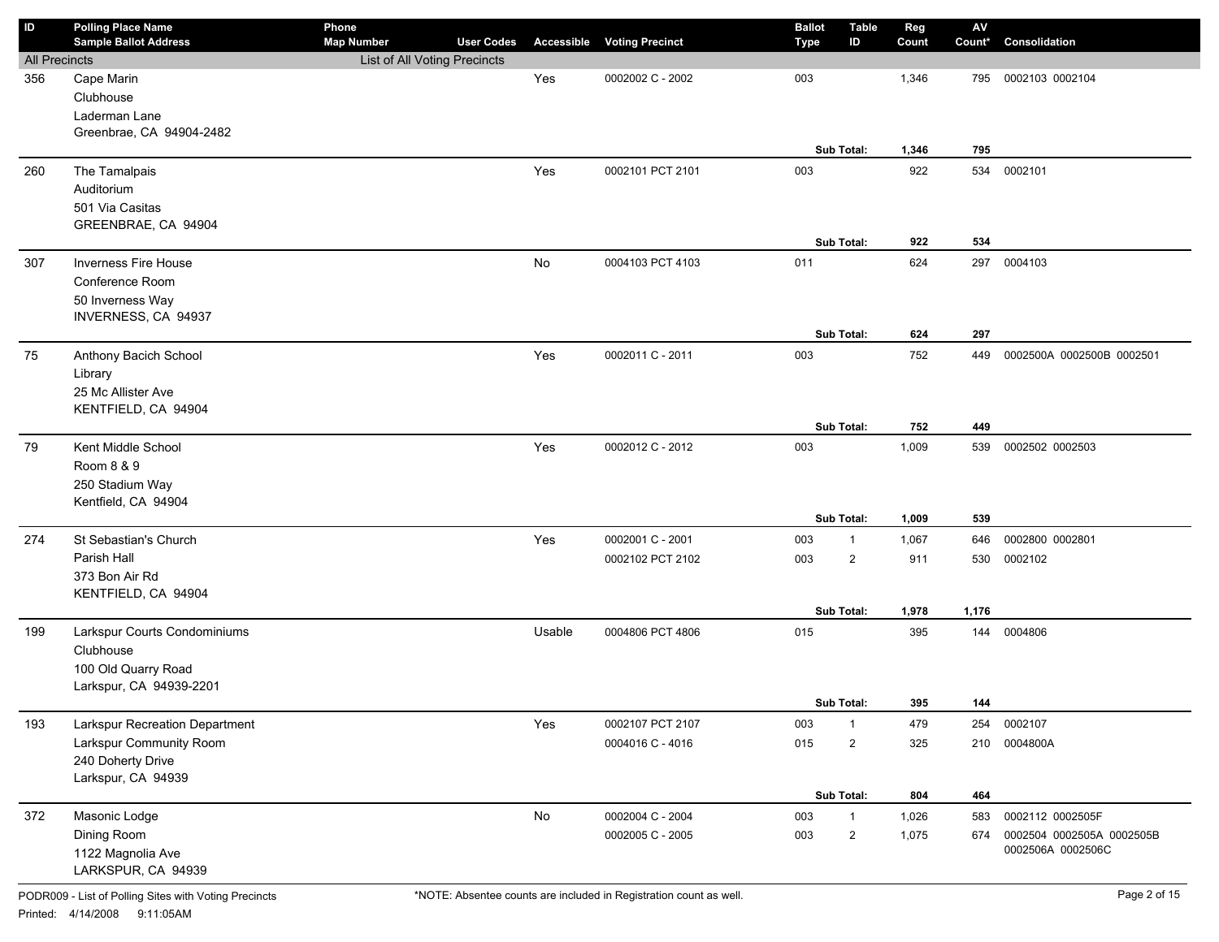| ID | Polling Place Name / Sample Ballot Address | Phone / Map Number | User Codes | Accessible | Voting Precinct | Ballot Type | Table ID | Reg Count | AV Count* | Consolidation |
|---|---|---|---|---|---|---|---|---|---|---|
| All Precincts | | List of All Voting Precincts | | | | | | | | |
| 356 | Cape Marin<br>Clubhouse<br>Laderman Lane<br>Greenbrae, CA 94904-2482 | | | Yes | 0002002 C - 2002 | 003 | | 1,346 | 795 | 0002103 0002104 |
| | | | | | | | **Sub Total:** | **1,346** | **795** | |
| 260 | The Tamalpais<br>Auditorium<br>501 Via Casitas<br>GREENBRAE, CA 94904 | | | Yes | 0002101 PCT 2101 | 003 | | 922 | 534 | 0002101 |
| | | | | | | | **Sub Total:** | **922** | **534** | |
| 307 | Inverness Fire House<br>Conference Room<br>50 Inverness Way<br>INVERNESS, CA 94937 | | | No | 0004103 PCT 4103 | 011 | | 624 | 297 | 0004103 |
| | | | | | | | **Sub Total:** | **624** | **297** | |
| 75 | Anthony Bacich School<br>Library<br>25 Mc Allister Ave<br>KENTFIELD, CA 94904 | | | Yes | 0002011 C - 2011 | 003 | | 752 | 449 | 0002500A 0002500B 0002501 |
| | | | | | | | **Sub Total:** | **752** | **449** | |
| 79 | Kent Middle School<br>Room 8 & 9<br>250 Stadium Way<br>Kentfield, CA 94904 | | | Yes | 0002012 C - 2012 | 003 | | 1,009 | 539 | 0002502 0002503 |
| | | | | | | | **Sub Total:** | **1,009** | **539** | |
| 274 | St Sebastian's Church<br>Parish Hall<br>373 Bon Air Rd<br>KENTFIELD, CA 94904 | | | Yes | 0002001 C - 2001 | 003 | 1 | 1,067 | 646 | 0002800 0002801 |
| | | | | | 0002102 PCT 2102 | 003 | 2 | 911 | 530 | 0002102 |
| | | | | | | | **Sub Total:** | **1,978** | **1,176** | |
| 199 | Larkspur Courts Condominiums<br>Clubhouse<br>100 Old Quarry Road<br>Larkspur, CA 94939-2201 | | | Usable | 0004806 PCT 4806 | 015 | | 395 | 144 | 0004806 |
| | | | | | | | **Sub Total:** | **395** | **144** | |
| 193 | Larkspur Recreation Department<br>Larkspur Community Room<br>240 Doherty Drive<br>Larkspur, CA 94939 | | | Yes | 0002107 PCT 2107 | 003 | 1 | 479 | 254 | 0002107 |
| | | | | | 0004016 C - 4016 | 015 | 2 | 325 | 210 | 0004800A |
| | | | | | | | **Sub Total:** | **804** | **464** | |
| 372 | Masonic Lodge<br>Dining Room<br>1122 Magnolia Ave<br>LARKSPUR, CA 94939 | | | No | 0002004 C - 2004 | 003 | 1 | 1,026 | 583 | 0002112 0002505F |
| | | | | | 0002005 C - 2005 | 003 | 2 | 1,075 | 674 | 0002504 0002505A 0002505B 0002506A 0002506C |

PODR009 - List of Polling Sites with Voting Precincts

Printed: 4/14/2008 9:11:05AM

*NOTE: Absentee counts are included in Registration count as well.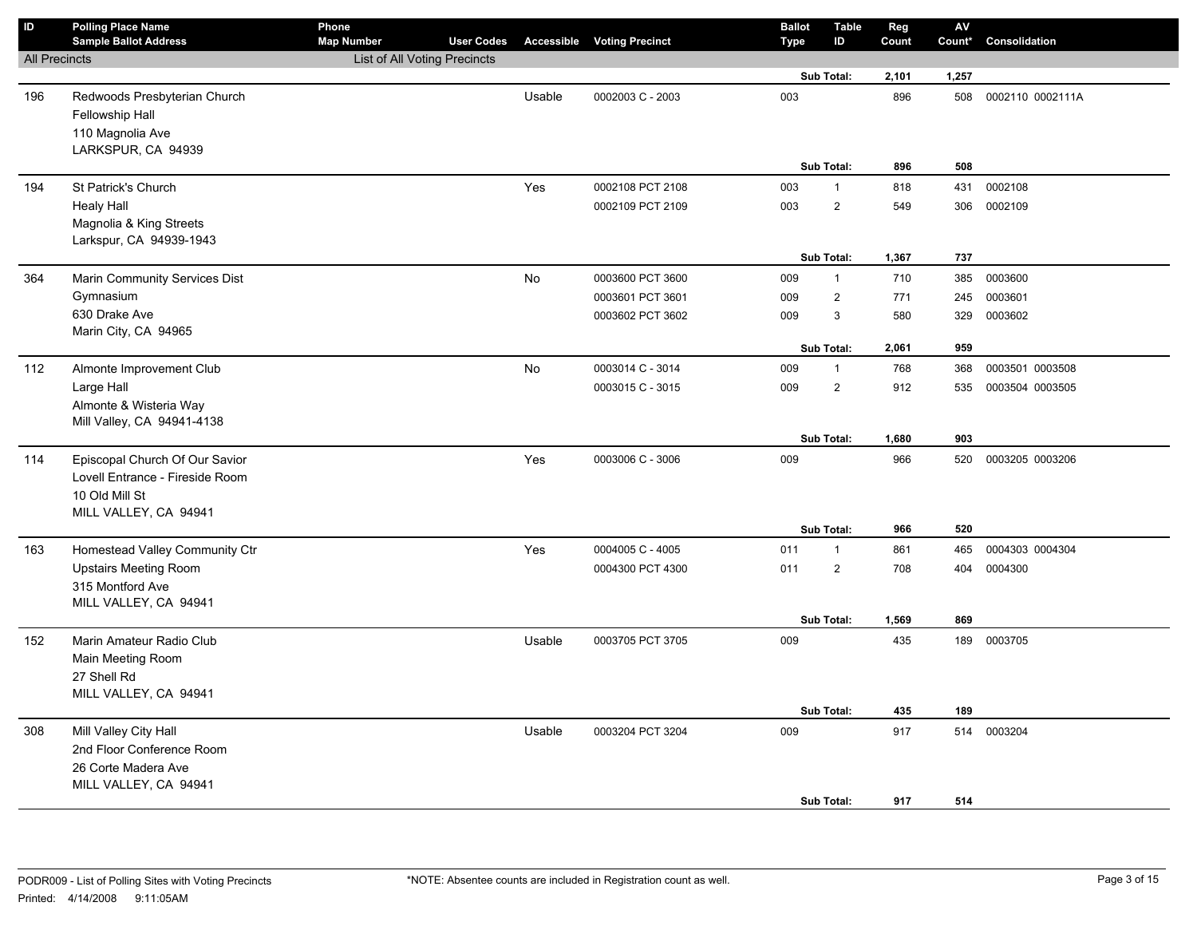| ID | Polling Place Name / Sample Ballot Address | Phone / Map Number | User Codes | Accessible | Voting Precinct | Ballot Type | Table ID | Reg Count | AV Count* | Consolidation |
|---|---|---|---|---|---|---|---|---|---|---|
| All Precincts | | List of All Voting Precincts | | | | | | | | |
| | | | | | | | Sub Total: | 2,101 | 1,257 | |
| 196 | Redwoods Presbyterian Church<br>Fellowship Hall<br>110 Magnolia Ave<br>LARKSPUR, CA 94939 | | | Usable | 0002003 C - 2003 | 003 | | 896 | 508 | 0002110 0002111A |
| | | | | | | | Sub Total: | 896 | 508 | |
| 194 | St Patrick's Church<br>Healy Hall<br>Magnolia & King Streets<br>Larkspur, CA 94939-1943 | | | Yes | 0002108 PCT 2108 | 003 | 1 | 818 | 431 | 0002108 |
| | | | | | 0002109 PCT 2109 | 003 | 2 | 549 | 306 | 0002109 |
| | | | | | | | Sub Total: | 1,367 | 737 | |
| 364 | Marin Community Services Dist<br>Gymnasium<br>630 Drake Ave<br>Marin City, CA 94965 | | | No | 0003600 PCT 3600 | 009 | 1 | 710 | 385 | 0003600 |
| | | | | | 0003601 PCT 3601 | 009 | 2 | 771 | 245 | 0003601 |
| | | | | | 0003602 PCT 3602 | 009 | 3 | 580 | 329 | 0003602 |
| | | | | | | | Sub Total: | 2,061 | 959 | |
| 112 | Almonte Improvement Club<br>Large Hall<br>Almonte & Wisteria Way<br>Mill Valley, CA 94941-4138 | | | No | 0003014 C - 3014 | 009 | 1 | 768 | 368 | 0003501 0003508 |
| | | | | | 0003015 C - 3015 | 009 | 2 | 912 | 535 | 0003504 0003505 |
| | | | | | | | Sub Total: | 1,680 | 903 | |
| 114 | Episcopal Church Of Our Savior<br>Lovell Entrance - Fireside Room<br>10 Old Mill St<br>MILL VALLEY, CA 94941 | | | Yes | 0003006 C - 3006 | 009 | | 966 | 520 | 0003205 0003206 |
| | | | | | | | Sub Total: | 966 | 520 | |
| 163 | Homestead Valley Community Ctr<br>Upstairs Meeting Room<br>315 Montford Ave<br>MILL VALLEY, CA 94941 | | | Yes | 0004005 C - 4005 | 011 | 1 | 861 | 465 | 0004303 0004304 |
| | | | | | 0004300 PCT 4300 | 011 | 2 | 708 | 404 | 0004300 |
| | | | | | | | Sub Total: | 1,569 | 869 | |
| 152 | Marin Amateur Radio Club<br>Main Meeting Room<br>27 Shell Rd<br>MILL VALLEY, CA 94941 | | | Usable | 0003705 PCT 3705 | 009 | | 435 | 189 | 0003705 |
| | | | | | | | Sub Total: | 435 | 189 | |
| 308 | Mill Valley City Hall<br>2nd Floor Conference Room<br>26 Corte Madera Ave<br>MILL VALLEY, CA 94941 | | | Usable | 0003204 PCT 3204 | 009 | | 917 | 514 | 0003204 |
| | | | | | | | Sub Total: | 917 | 514 | |

PODR009 - List of Polling Sites with Voting Precincts

Printed: 4/14/2008 9:11:05AM

*NOTE: Absentee counts are included in Registration count as well.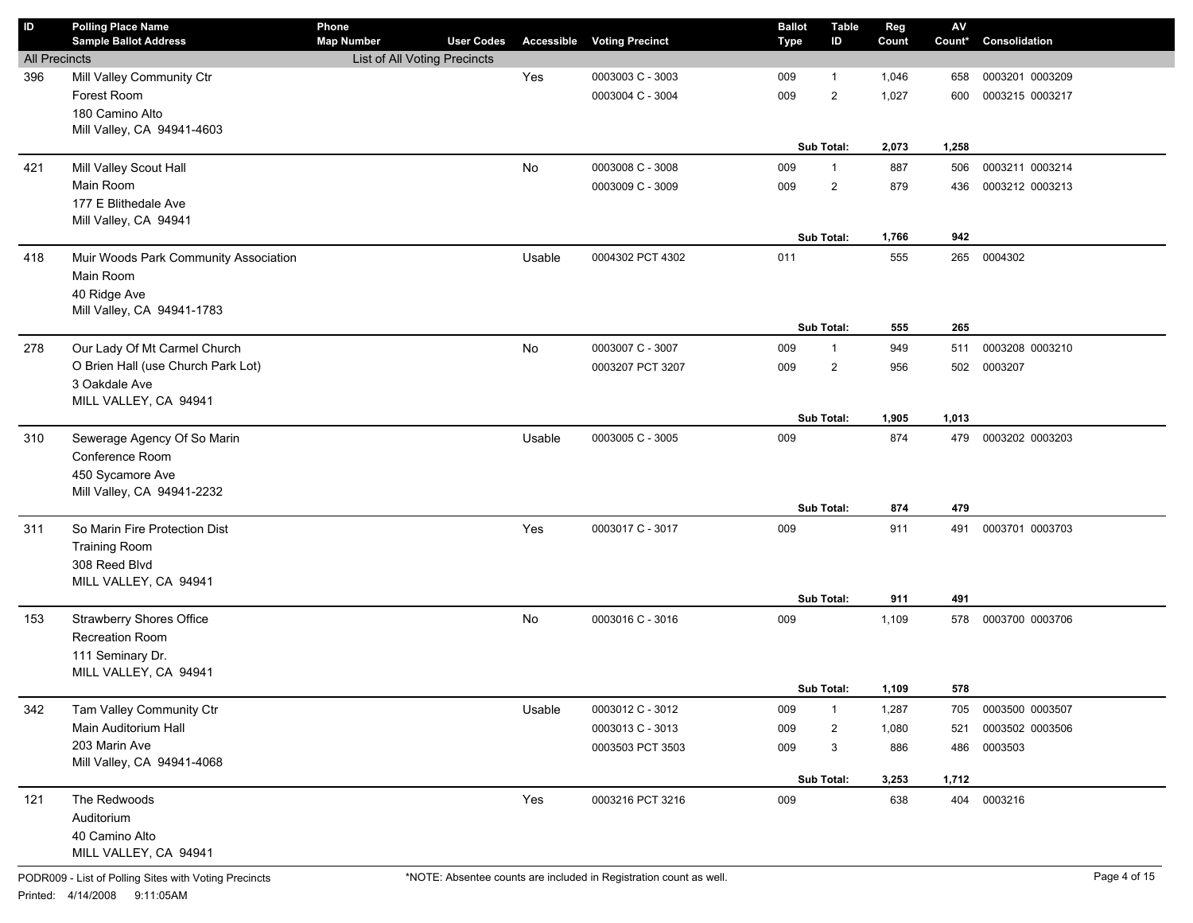| ID | Polling Place Name / Sample Ballot Address | Phone / Map Number | User Codes | Accessible | Voting Precinct | Ballot Type | Table ID | Reg Count | AV Count* | Consolidation |
|---|---|---|---|---|---|---|---|---|---|---|
| All Precincts | | List of All Voting Precincts | | | | | | | | |
| 396 | Mill Valley Community Ctr | | | Yes | 0003003 C - 3003 | 009 | 1 | 1,046 | 658 | 0003201 0003209 |
| | Forest Room | | | | 0003004 C - 3004 | 009 | 2 | 1,027 | 600 | 0003215 0003217 |
| | 180 Camino Alto | | | | | | | | | |
| | Mill Valley, CA 94941-4603 | | | | | | | | | |
| | | | | | | | **Sub Total:** | **2,073** | **1,258** | |
| 421 | Mill Valley Scout Hall | | | No | 0003008 C - 3008 | 009 | 1 | 887 | 506 | 0003211 0003214 |
| | Main Room | | | | 0003009 C - 3009 | 009 | 2 | 879 | 436 | 0003212 0003213 |
| | 177 E Blithedale Ave | | | | | | | | | |
| | Mill Valley, CA 94941 | | | | | | | | | |
| | | | | | | | **Sub Total:** | **1,766** | **942** | |
| 418 | Muir Woods Park Community Association | | | Usable | 0004302 PCT 4302 | 011 | | 555 | 265 | 0004302 |
| | Main Room | | | | | | | | | |
| | 40 Ridge Ave | | | | | | | | | |
| | Mill Valley, CA 94941-1783 | | | | | | | | | |
| | | | | | | | **Sub Total:** | **555** | **265** | |
| 278 | Our Lady Of Mt Carmel Church | | | No | 0003007 C - 3007 | 009 | 1 | 949 | 511 | 0003208 0003210 |
| | O Brien Hall (use Church Park Lot) | | | | 0003207 PCT 3207 | 009 | 2 | 956 | 502 | 0003207 |
| | 3 Oakdale Ave | | | | | | | | | |
| | MILL VALLEY, CA 94941 | | | | | | | | | |
| | | | | | | | **Sub Total:** | **1,905** | **1,013** | |
| 310 | Sewerage Agency Of So Marin | | | Usable | 0003005 C - 3005 | 009 | | 874 | 479 | 0003202 0003203 |
| | Conference Room | | | | | | | | | |
| | 450 Sycamore Ave | | | | | | | | | |
| | Mill Valley, CA 94941-2232 | | | | | | | | | |
| | | | | | | | **Sub Total:** | **874** | **479** | |
| 311 | So Marin Fire Protection Dist | | | Yes | 0003017 C - 3017 | 009 | | 911 | 491 | 0003701 0003703 |
| | Training Room | | | | | | | | | |
| | 308 Reed Blvd | | | | | | | | | |
| | MILL VALLEY, CA 94941 | | | | | | | | | |
| | | | | | | | **Sub Total:** | **911** | **491** | |
| 153 | Strawberry Shores Office | | | No | 0003016 C - 3016 | 009 | | 1,109 | 578 | 0003700 0003706 |
| | Recreation Room | | | | | | | | | |
| | 111 Seminary Dr. | | | | | | | | | |
| | MILL VALLEY, CA 94941 | | | | | | | | | |
| | | | | | | | **Sub Total:** | **1,109** | **578** | |
| 342 | Tam Valley Community Ctr | | | Usable | 0003012 C - 3012 | 009 | 1 | 1,287 | 705 | 0003500 0003507 |
| | Main Auditorium Hall | | | | 0003013 C - 3013 | 009 | 2 | 1,080 | 521 | 0003502 0003506 |
| | 203 Marin Ave | | | | 0003503 PCT 3503 | 009 | 3 | 886 | 486 | 0003503 |
| | Mill Valley, CA 94941-4068 | | | | | | | | | |
| | | | | | | | **Sub Total:** | **3,253** | **1,712** | |
| 121 | The Redwoods | | | Yes | 0003216 PCT 3216 | 009 | | 638 | 404 | 0003216 |
| | Auditorium | | | | | | | | | |
| | 40 Camino Alto | | | | | | | | | |
| | MILL VALLEY, CA 94941 | | | | | | | | | |

*NOTE: Absentee counts are included in Registration count as well.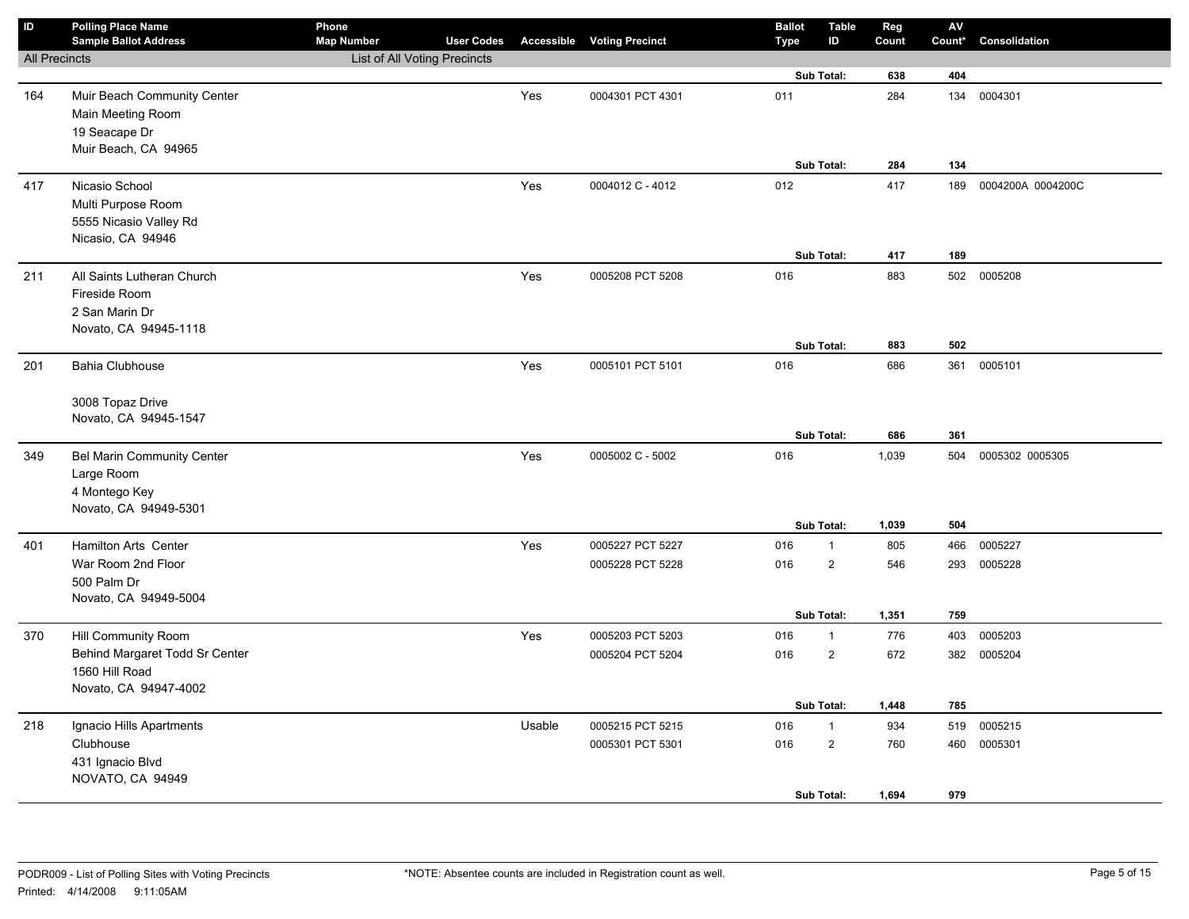| ID | Polling Place Name / Sample Ballot Address | Phone / Map Number | User Codes | Accessible | Voting Precinct | Ballot Type | Table ID | Reg Count | AV Count* | Consolidation |
|---|---|---|---|---|---|---|---|---|---|---|
| All Precincts | | List of All Voting Precincts | | | | | | | | |
| | | | | | | | Sub Total: | **638** | **404** | |
| 164 | Muir Beach Community Center<br>Main Meeting Room<br>19 Seacape Dr<br>Muir Beach, CA 94965 | | | Yes | 0004301 PCT 4301 | 011 | | 284 | 134 | 0004301 |
| | | | | | | | Sub Total: | **284** | **134** | |
| 417 | Nicasio School<br>Multi Purpose Room<br>5555 Nicasio Valley Rd<br>Nicasio, CA 94946 | | | Yes | 0004012 C - 4012 | 012 | | 417 | 189 | 0004200A 0004200C |
| | | | | | | | Sub Total: | **417** | **189** | |
| 211 | All Saints Lutheran Church<br>Fireside Room<br>2 San Marin Dr<br>Novato, CA 94945-1118 | | | Yes | 0005208 PCT 5208 | 016 | | 883 | 502 | 0005208 |
| | | | | | | | Sub Total: | **883** | **502** | |
| 201 | Bahia Clubhouse<br><br>3008 Topaz Drive<br>Novato, CA 94945-1547 | | | Yes | 0005101 PCT 5101 | 016 | | 686 | 361 | 0005101 |
| | | | | | | | Sub Total: | **686** | **361** | |
| 349 | Bel Marin Community Center<br>Large Room<br>4 Montego Key<br>Novato, CA 94949-5301 | | | Yes | 0005002 C - 5002 | 016 | | 1,039 | 504 | 0005302 0005305 |
| | | | | | | | Sub Total: | **1,039** | **504** | |
| 401 | Hamilton Arts Center<br>War Room 2nd Floor<br>500 Palm Dr<br>Novato, CA 94949-5004 | | | Yes | 0005227 PCT 5227 | 016 | 1 | 805 | 466 | 0005227 |
| | | | | | 0005228 PCT 5228 | 016 | 2 | 546 | 293 | 0005228 |
| | | | | | | | Sub Total: | **1,351** | **759** | |
| 370 | Hill Community Room<br>Behind Margaret Todd Sr Center<br>1560 Hill Road<br>Novato, CA 94947-4002 | | | Yes | 0005203 PCT 5203 | 016 | 1 | 776 | 403 | 0005203 |
| | | | | | 0005204 PCT 5204 | 016 | 2 | 672 | 382 | 0005204 |
| | | | | | | | Sub Total: | **1,448** | **785** | |
| 218 | Ignacio Hills Apartments<br>Clubhouse<br>431 Ignacio Blvd<br>NOVATO, CA 94949 | | | Usable | 0005215 PCT 5215 | 016 | 1 | 934 | 519 | 0005215 |
| | | | | | 0005301 PCT 5301 | 016 | 2 | 760 | 460 | 0005301 |
| | | | | | | | Sub Total: | **1,694** | **979** | |

PODR009 - List of Polling Sites with Voting Precincts

Printed: 4/14/2008 9:11:05AM

*NOTE: Absentee counts are included in Registration count as well.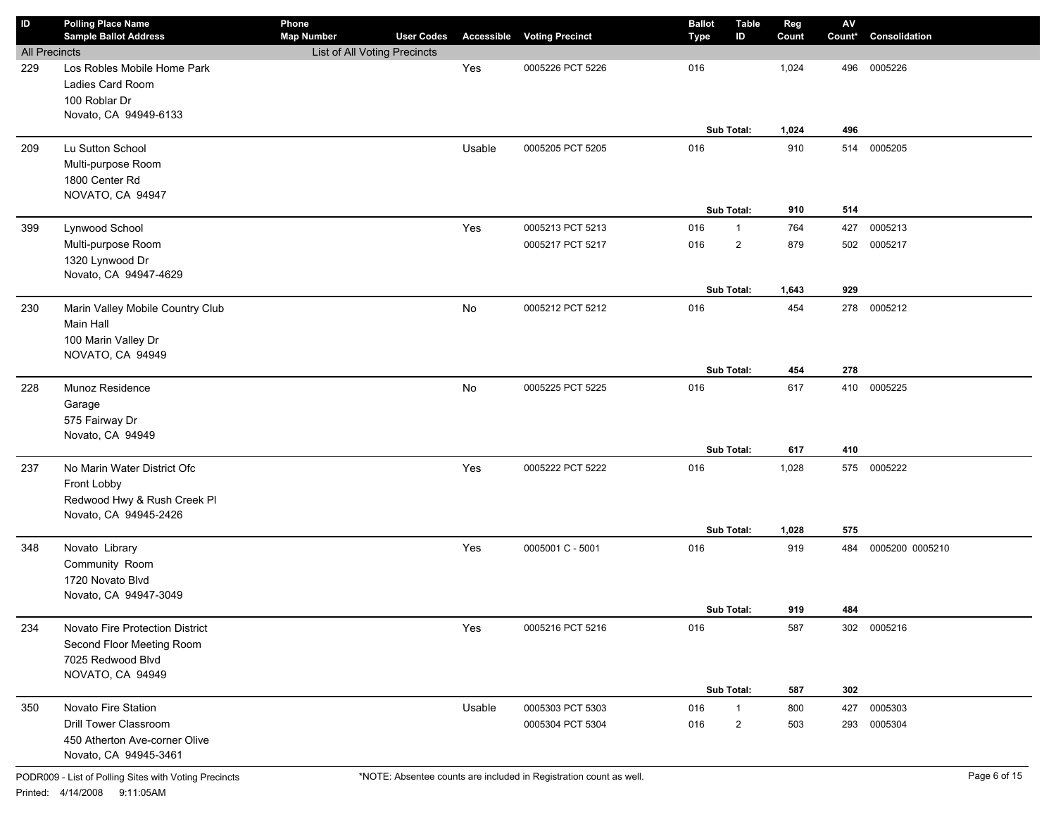| ID | Polling Place Name / Sample Ballot Address | Phone / Map Number | User Codes | Accessible | Voting Precinct | Ballot Type | Table ID | Reg Count | AV Count* | Consolidation |
|---|---|---|---|---|---|---|---|---|---|---|
| All Precincts | | List of All Voting Precincts | | | | | | | | |
| 229 | Los Robles Mobile Home Park<br>Ladies Card Room<br>100 Roblar Dr<br>Novato, CA 94949-6133 | | | Yes | 0005226 PCT 5226 | 016 | | 1,024 | 496 | 0005226 |
| | | | | | | | **Sub Total:** | **1,024** | **496** | |
| 209 | Lu Sutton School<br>Multi-purpose Room<br>1800 Center Rd<br>NOVATO, CA 94947 | | | Usable | 0005205 PCT 5205 | 016 | | 910 | 514 | 0005205 |
| | | | | | | | **Sub Total:** | **910** | **514** | |
| 399 | Lynwood School<br>Multi-purpose Room<br>1320 Lynwood Dr<br>Novato, CA 94947-4629 | | | Yes | 0005213 PCT 5213 | 016 | 1 | 764 | 427 | 0005213 |
| | | | | | 0005217 PCT 5217 | 016 | 2 | 879 | 502 | 0005217 |
| | | | | | | | **Sub Total:** | **1,643** | **929** | |
| 230 | Marin Valley Mobile Country Club<br>Main Hall<br>100 Marin Valley Dr<br>NOVATO, CA 94949 | | | No | 0005212 PCT 5212 | 016 | | 454 | 278 | 0005212 |
| | | | | | | | **Sub Total:** | **454** | **278** | |
| 228 | Munoz Residence<br>Garage<br>575 Fairway Dr<br>Novato, CA 94949 | | | No | 0005225 PCT 5225 | 016 | | 617 | 410 | 0005225 |
| | | | | | | | **Sub Total:** | **617** | **410** | |
| 237 | No Marin Water District Ofc<br>Front Lobby<br>Redwood Hwy & Rush Creek Pl<br>Novato, CA 94945-2426 | | | Yes | 0005222 PCT 5222 | 016 | | 1,028 | 575 | 0005222 |
| | | | | | | | **Sub Total:** | **1,028** | **575** | |
| 348 | Novato Library<br>Community Room<br>1720 Novato Blvd<br>Novato, CA 94947-3049 | | | Yes | 0005001 C - 5001 | 016 | | 919 | 484 | 0005200 0005210 |
| | | | | | | | **Sub Total:** | **919** | **484** | |
| 234 | Novato Fire Protection District<br>Second Floor Meeting Room<br>7025 Redwood Blvd<br>NOVATO, CA 94949 | | | Yes | 0005216 PCT 5216 | 016 | | 587 | 302 | 0005216 |
| | | | | | | | **Sub Total:** | **587** | **302** | |
| 350 | Novato Fire Station<br>Drill Tower Classroom<br>450 Atherton Ave-corner Olive<br>Novato, CA 94945-3461 | | | Usable | 0005303 PCT 5303 | 016 | 1 | 800 | 427 | 0005303 |
| | | | | | 0005304 PCT 5304 | 016 | 2 | 503 | 293 | 0005304 |

PODR009 - List of Polling Sites with Voting Precincts

Printed: 4/14/2008 9:11:05AM

*NOTE: Absentee counts are included in Registration count as well.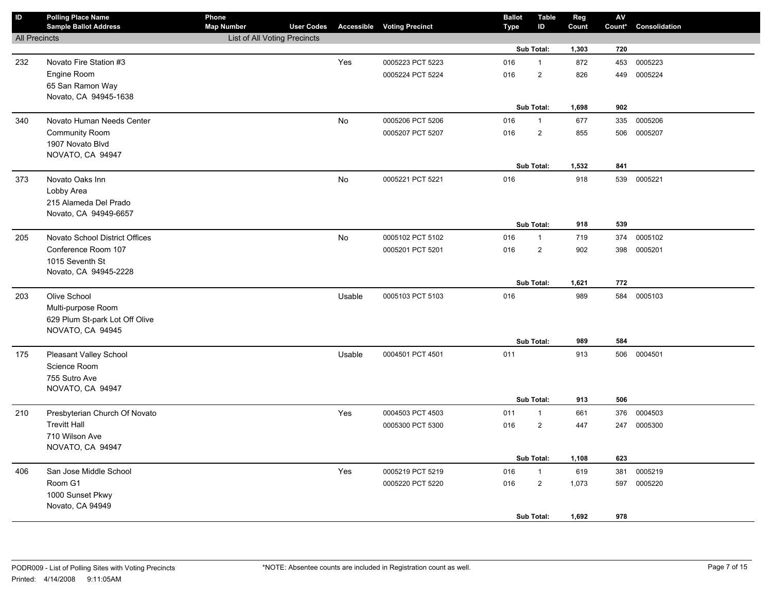| ID | Polling Place Name<br>Sample Ballot Address | Phone<br>Map Number | User Codes | Accessible | Voting Precinct | Ballot Type | Table ID | Reg Count | AV Count* | Consolidation |
|---|---|---|---|---|---|---|---|---|---|---|
| All Precincts | | List of All Voting Precincts | | | | | | | | |
| | | | | | | | Sub Total: | **1,303** | **720** | |
| 232 | Novato Fire Station #3<br>Engine Room<br>65 San Ramon Way<br>Novato, CA 94945-1638 | | | Yes | 0005223 PCT 5223 | 016 | 1 | 872 | 453 | 0005223 |
| | | | | | 0005224 PCT 5224 | 016 | 2 | 826 | 449 | 0005224 |
| | | | | | | | Sub Total: | **1,698** | **902** | |
| 340 | Novato Human Needs Center<br>Community Room<br>1907 Novato Blvd<br>NOVATO, CA 94947 | | | No | 0005206 PCT 5206 | 016 | 1 | 677 | 335 | 0005206 |
| | | | | | 0005207 PCT 5207 | 016 | 2 | 855 | 506 | 0005207 |
| | | | | | | | Sub Total: | **1,532** | **841** | |
| 373 | Novato Oaks Inn<br>Lobby Area<br>215 Alameda Del Prado<br>Novato, CA 94949-6657 | | | No | 0005221 PCT 5221 | 016 | | 918 | 539 | 0005221 |
| | | | | | | | Sub Total: | **918** | **539** | |
| 205 | Novato School District Offices<br>Conference Room 107<br>1015 Seventh St<br>Novato, CA 94945-2228 | | | No | 0005102 PCT 5102 | 016 | 1 | 719 | 374 | 0005102 |
| | | | | | 0005201 PCT 5201 | 016 | 2 | 902 | 398 | 0005201 |
| | | | | | | | Sub Total: | **1,621** | **772** | |
| 203 | Olive School<br>Multi-purpose Room<br>629 Plum St-park Lot Off Olive<br>NOVATO, CA 94945 | | | Usable | 0005103 PCT 5103 | 016 | | 989 | 584 | 0005103 |
| | | | | | | | Sub Total: | **989** | **584** | |
| 175 | Pleasant Valley School<br>Science Room<br>755 Sutro Ave<br>NOVATO, CA 94947 | | | Usable | 0004501 PCT 4501 | 011 | | 913 | 506 | 0004501 |
| | | | | | | | Sub Total: | **913** | **506** | |
| 210 | Presbyterian Church Of Novato<br>Trevitt Hall<br>710 Wilson Ave<br>NOVATO, CA 94947 | | | Yes | 0004503 PCT 4503 | 011 | 1 | 661 | 376 | 0004503 |
| | | | | | 0005300 PCT 5300 | 016 | 2 | 447 | 247 | 0005300 |
| | | | | | | | Sub Total: | **1,108** | **623** | |
| 406 | San Jose Middle School<br>Room G1<br>1000 Sunset Pkwy<br>Novato, CA 94949 | | | Yes | 0005219 PCT 5219 | 016 | 1 | 619 | 381 | 0005219 |
| | | | | | 0005220 PCT 5220 | 016 | 2 | 1,073 | 597 | 0005220 |
| | | | | | | | Sub Total: | **1,692** | **978** | |

PODR009 - List of Polling Sites with Voting Precincts

Printed: 4/14/2008 9:11:05AM

*NOTE: Absentee counts are included in Registration count as well.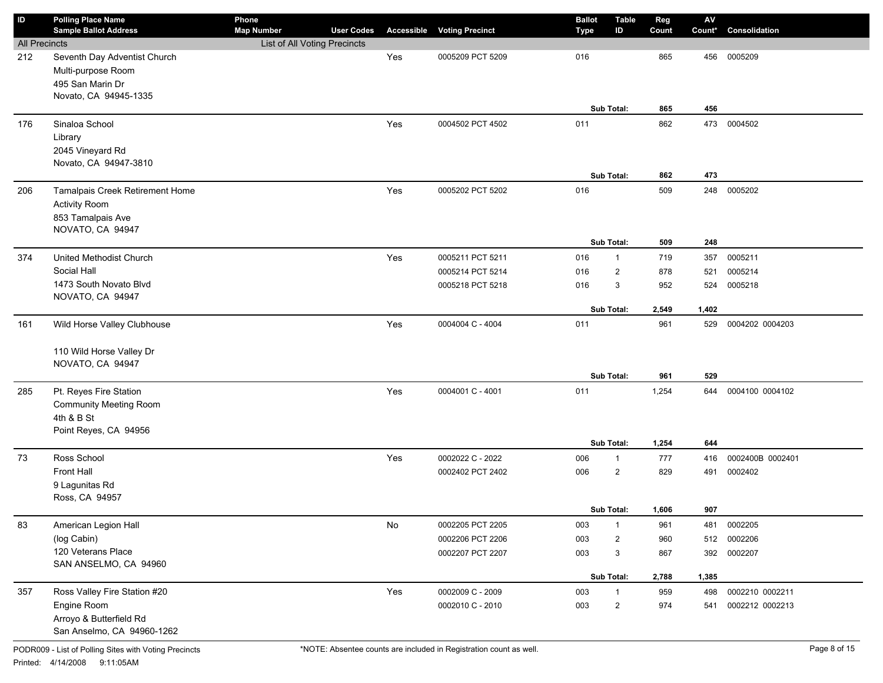| ID | Polling Place Name / Sample Ballot Address | Phone / Map Number | User Codes | Accessible | Voting Precinct | Ballot Type | Table ID | Reg Count | AV Count* | Consolidation |
|---|---|---|---|---|---|---|---|---|---|---|
| All Precincts | | List of All Voting Precincts | | | | | | | | |
| 212 | Seventh Day Adventist Church | | | Yes | 0005209 PCT 5209 | 016 | | 865 | 456 | 0005209 |
| | Multi-purpose Room | | | | | | | | | |
| | 495 San Marin Dr | | | | | | | | | |
| | Novato, CA 94945-1335 | | | | | | | | | |
| | | | | | | | Sub Total: | **865** | **456** | |
| 176 | Sinaloa School | | | Yes | 0004502 PCT 4502 | 011 | | 862 | 473 | 0004502 |
| | Library | | | | | | | | | |
| | 2045 Vineyard Rd | | | | | | | | | |
| | Novato, CA 94947-3810 | | | | | | | | | |
| | | | | | | | Sub Total: | **862** | **473** | |
| 206 | Tamalpais Creek Retirement Home | | | Yes | 0005202 PCT 5202 | 016 | | 509 | 248 | 0005202 |
| | Activity Room | | | | | | | | | |
| | 853 Tamalpais Ave | | | | | | | | | |
| | NOVATO, CA 94947 | | | | | | | | | |
| | | | | | | | Sub Total: | **509** | **248** | |
| 374 | United Methodist Church | | | Yes | 0005211 PCT 5211 | 016 | 1 | 719 | 357 | 0005211 |
| | Social Hall | | | | 0005214 PCT 5214 | 016 | 2 | 878 | 521 | 0005214 |
| | 1473 South Novato Blvd | | | | 0005218 PCT 5218 | 016 | 3 | 952 | 524 | 0005218 |
| | NOVATO, CA 94947 | | | | | | | | | |
| | | | | | | | Sub Total: | **2,549** | **1,402** | |
| 161 | Wild Horse Valley Clubhouse | | | Yes | 0004004 C - 4004 | 011 | | 961 | 529 | 0004202 0004203 |
| | 110 Wild Horse Valley Dr | | | | | | | | | |
| | NOVATO, CA 94947 | | | | | | | | | |
| | | | | | | | Sub Total: | **961** | **529** | |
| 285 | Pt. Reyes Fire Station | | | Yes | 0004001 C - 4001 | 011 | | 1,254 | 644 | 0004100 0004102 |
| | Community Meeting Room | | | | | | | | | |
| | 4th & B St | | | | | | | | | |
| | Point Reyes, CA 94956 | | | | | | | | | |
| | | | | | | | Sub Total: | **1,254** | **644** | |
| 73 | Ross School | | | Yes | 0002022 C - 2022 | 006 | 1 | 777 | 416 | 0002400B 0002401 |
| | Front Hall | | | | 0002402 PCT 2402 | 006 | 2 | 829 | 491 | 0002402 |
| | 9 Lagunitas Rd | | | | | | | | | |
| | Ross, CA 94957 | | | | | | | | | |
| | | | | | | | Sub Total: | **1,606** | **907** | |
| 83 | American Legion Hall | | | No | 0002205 PCT 2205 | 003 | 1 | 961 | 481 | 0002205 |
| | (log Cabin) | | | | 0002206 PCT 2206 | 003 | 2 | 960 | 512 | 0002206 |
| | 120 Veterans Place | | | | 0002207 PCT 2207 | 003 | 3 | 867 | 392 | 0002207 |
| | SAN ANSELMO, CA 94960 | | | | | | | | | |
| | | | | | | | Sub Total: | **2,788** | **1,385** | |
| 357 | Ross Valley Fire Station #20 | | | Yes | 0002009 C - 2009 | 003 | 1 | 959 | 498 | 0002210 0002211 |
| | Engine Room | | | | 0002010 C - 2010 | 003 | 2 | 974 | 541 | 0002212 0002213 |
| | Arroyo & Butterfield Rd | | | | | | | | | |
| | San Anselmo, CA 94960-1262 | | | | | | | | | |

PODR009 - List of Polling Sites with Voting Precincts

*NOTE: Absentee counts are included in Registration count as well.

Printed: 4/14/2008 9:11:05AM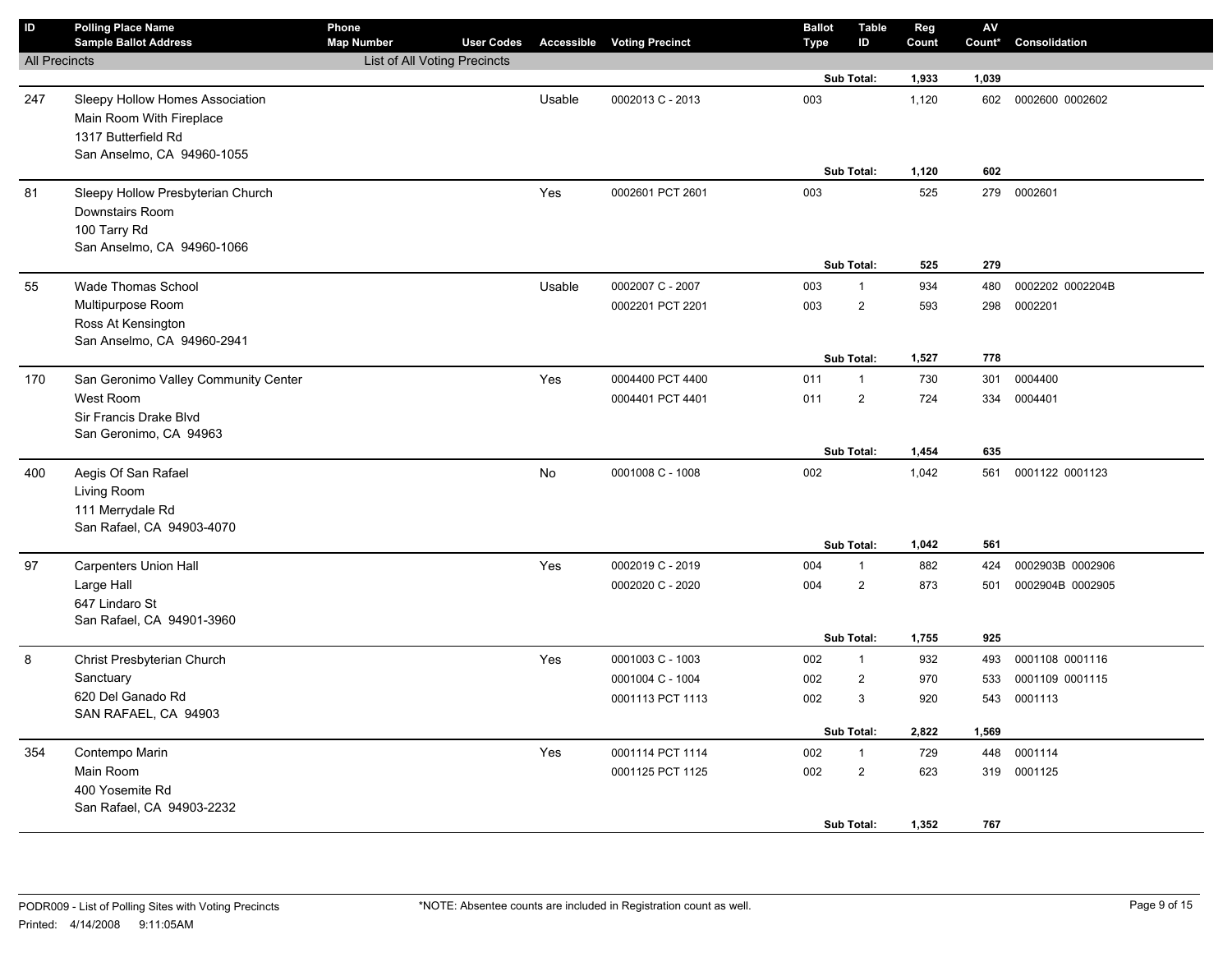| ID | Polling Place Name / Sample Ballot Address | Phone / Map Number | User Codes | Accessible | Voting Precinct | Ballot Type | Table ID | Reg Count | AV Count* | Consolidation |
|---|---|---|---|---|---|---|---|---|---|---|
| All Precincts | | List of All Voting Precincts | | | | | | | | |
| | | | | | | | Sub Total: | 1,933 | 1,039 | |
| 247 | Sleepy Hollow Homes Association<br>Main Room With Fireplace<br>1317 Butterfield Rd<br>San Anselmo, CA 94960-1055 | | | Usable | 0002013 C - 2013 | 003 | | 1,120 | 602 | 0002600 0002602 |
| | | | | | | | Sub Total: | 1,120 | 602 | |
| 81 | Sleepy Hollow Presbyterian Church<br>Downstairs Room<br>100 Tarry Rd<br>San Anselmo, CA 94960-1066 | | | Yes | 0002601 PCT 2601 | 003 | | 525 | 279 | 0002601 |
| | | | | | | | Sub Total: | 525 | 279 | |
| 55 | Wade Thomas School<br>Multipurpose Room<br>Ross At Kensington<br>San Anselmo, CA 94960-2941 | | | Usable | 0002007 C - 2007 | 003 | 1 | 934 | 480 | 0002202 0002204B |
| | | | | | 0002201 PCT 2201 | 003 | 2 | 593 | 298 | 0002201 |
| | | | | | | | Sub Total: | 1,527 | 778 | |
| 170 | San Geronimo Valley Community Center<br>West Room<br>Sir Francis Drake Blvd<br>San Geronimo, CA 94963 | | | Yes | 0004400 PCT 4400 | 011 | 1 | 730 | 301 | 0004400 |
| | | | | | 0004401 PCT 4401 | 011 | 2 | 724 | 334 | 0004401 |
| | | | | | | | Sub Total: | 1,454 | 635 | |
| 400 | Aegis Of San Rafael<br>Living Room<br>111 Merrydale Rd<br>San Rafael, CA 94903-4070 | | | No | 0001008 C - 1008 | 002 | | 1,042 | 561 | 0001122 0001123 |
| | | | | | | | Sub Total: | 1,042 | 561 | |
| 97 | Carpenters Union Hall<br>Large Hall<br>647 Lindaro St<br>San Rafael, CA 94901-3960 | | | Yes | 0002019 C - 2019 | 004 | 1 | 882 | 424 | 0002903B 0002906 |
| | | | | | 0002020 C - 2020 | 004 | 2 | 873 | 501 | 0002904B 0002905 |
| | | | | | | | Sub Total: | 1,755 | 925 | |
| 8 | Christ Presbyterian Church<br>Sanctuary<br>620 Del Ganado Rd<br>SAN RAFAEL, CA 94903 | | | Yes | 0001003 C - 1003 | 002 | 1 | 932 | 493 | 0001108 0001116 |
| | | | | | 0001004 C - 1004 | 002 | 2 | 970 | 533 | 0001109 0001115 |
| | | | | | 0001113 PCT 1113 | 002 | 3 | 920 | 543 | 0001113 |
| | | | | | | | Sub Total: | 2,822 | 1,569 | |
| 354 | Contempo Marin<br>Main Room<br>400 Yosemite Rd<br>San Rafael, CA 94903-2232 | | | Yes | 0001114 PCT 1114 | 002 | 1 | 729 | 448 | 0001114 |
| | | | | | 0001125 PCT 1125 | 002 | 2 | 623 | 319 | 0001125 |
| | | | | | | | Sub Total: | 1,352 | 767 | |

PODR009 - List of Polling Sites with Voting Precincts

Printed: 4/14/2008 9:11:05AM

*NOTE: Absentee counts are included in Registration count as well.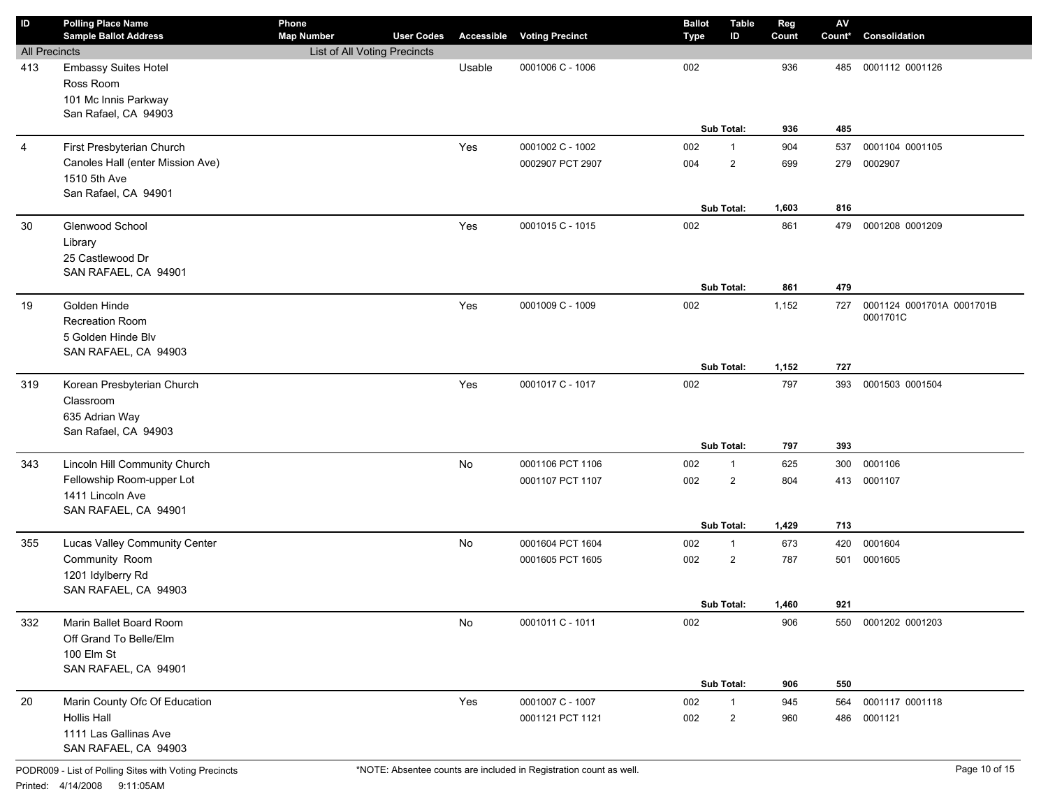| ID | Polling Place Name Sample Ballot Address | Phone Map Number | User Codes | Accessible | Voting Precinct | Ballot Type | Table ID | Reg Count | AV Count* | Consolidation |
|---|---|---|---|---|---|---|---|---|---|---|
| All Precincts | | List of All Voting Precincts | | | | | | | | |
| 413 | Embassy Suites Hotel Ross Room 101 Mc Innis Parkway San Rafael, CA 94903 | | | Usable | 0001006 C - 1006 | 002 | | 936 | 485 | 0001112 0001126 |
| | | | | | | | **Sub Total:** | **936** | **485** | |
| 4 | First Presbyterian Church Canoles Hall (enter Mission Ave) 1510 5th Ave San Rafael, CA 94901 | | | Yes | 0001002 C - 1002 | 002 | 1 | 904 | 537 | 0001104 0001105 |
| | | | | | 0002907 PCT 2907 | 004 | 2 | 699 | 279 | 0002907 |
| | | | | | | | **Sub Total:** | **1,603** | **816** | |
| 30 | Glenwood School Library 25 Castlewood Dr SAN RAFAEL, CA 94901 | | | Yes | 0001015 C - 1015 | 002 | | 861 | 479 | 0001208 0001209 |
| | | | | | | | **Sub Total:** | **861** | **479** | |
| 19 | Golden Hinde Recreation Room 5 Golden Hinde Blv SAN RAFAEL, CA 94903 | | | Yes | 0001009 C - 1009 | 002 | | 1,152 | 727 | 0001124 0001701A 0001701B 0001701C |
| | | | | | | | **Sub Total:** | **1,152** | **727** | |
| 319 | Korean Presbyterian Church Classroom 635 Adrian Way San Rafael, CA 94903 | | | Yes | 0001017 C - 1017 | 002 | | 797 | 393 | 0001503 0001504 |
| | | | | | | | **Sub Total:** | **797** | **393** | |
| 343 | Lincoln Hill Community Church Fellowship Room-upper Lot 1411 Lincoln Ave SAN RAFAEL, CA 94901 | | | No | 0001106 PCT 1106 | 002 | 1 | 625 | 300 | 0001106 |
| | | | | | 0001107 PCT 1107 | 002 | 2 | 804 | 413 | 0001107 |
| | | | | | | | **Sub Total:** | **1,429** | **713** | |
| 355 | Lucas Valley Community Center Community Room 1201 Idylberry Rd SAN RAFAEL, CA 94903 | | | No | 0001604 PCT 1604 | 002 | 1 | 673 | 420 | 0001604 |
| | | | | | 0001605 PCT 1605 | 002 | 2 | 787 | 501 | 0001605 |
| | | | | | | | **Sub Total:** | **1,460** | **921** | |
| 332 | Marin Ballet Board Room Off Grand To Belle/Elm 100 Elm St SAN RAFAEL, CA 94901 | | | No | 0001011 C - 1011 | 002 | | 906 | 550 | 0001202 0001203 |
| | | | | | | | **Sub Total:** | **906** | **550** | |
| 20 | Marin County Ofc Of Education Hollis Hall 1111 Las Gallinas Ave SAN RAFAEL, CA 94903 | | | Yes | 0001007 C - 1007 | 002 | 1 | 945 | 564 | 0001117 0001118 |
| | | | | | 0001121 PCT 1121 | 002 | 2 | 960 | 486 | 0001121 |

PODR009 - List of Polling Sites with Voting Precincts

Printed: 4/14/2008 9:11:05AM

*NOTE: Absentee counts are included in Registration count as well.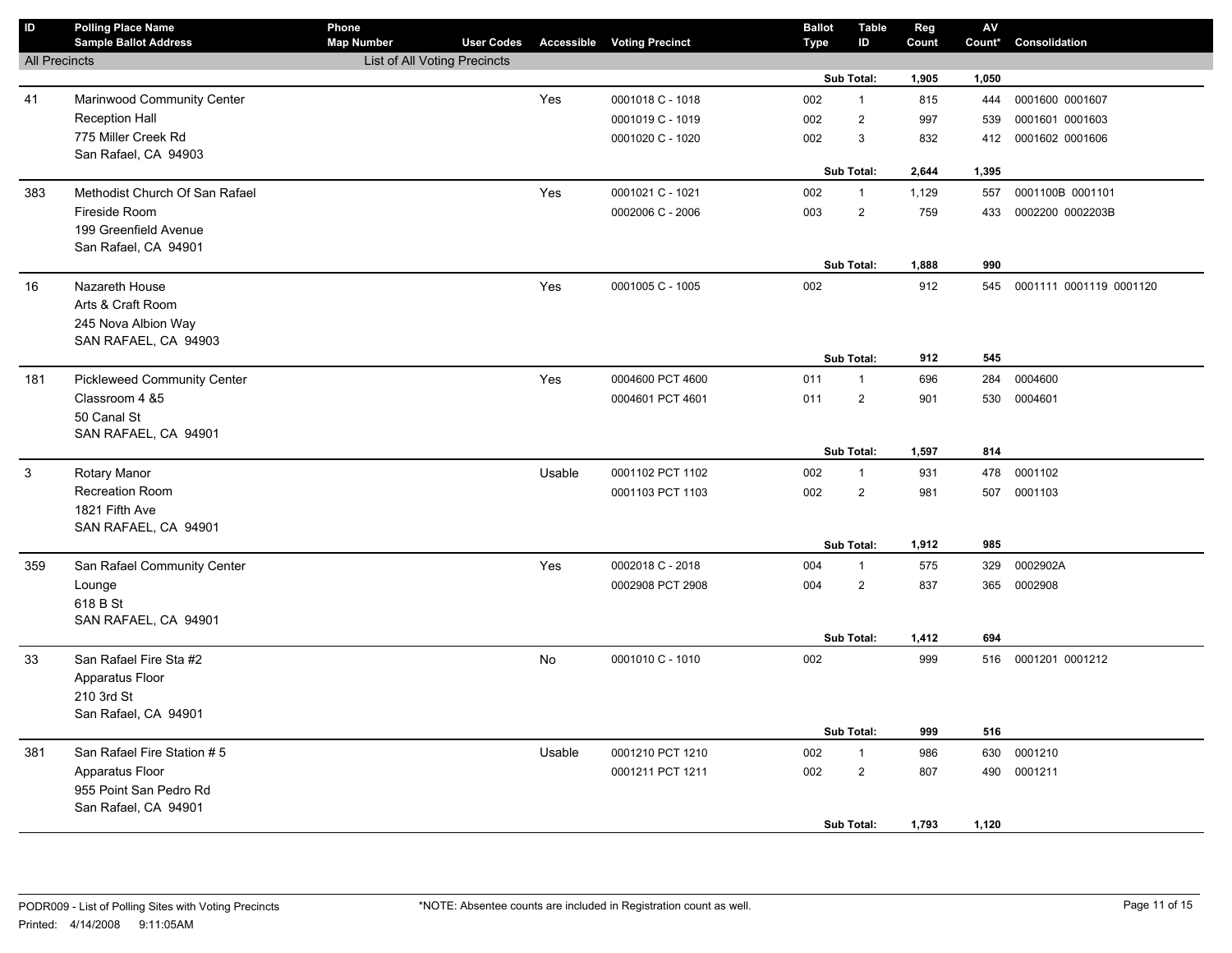| ID | Polling Place Name / Sample Ballot Address | Phone / Map Number | User Codes | Accessible | Voting Precinct | Ballot Type | Table ID | Reg Count | AV Count* | Consolidation |
|---|---|---|---|---|---|---|---|---|---|---|
| All Precincts | | List of All Voting Precincts | | | | | | | | |
| | | | | | | | Sub Total: | 1,905 | 1,050 | |
| 41 | Marinwood Community Center | | | Yes | 0001018 C - 1018 | 002 | 1 | 815 | 444 | 0001600 0001607 |
| | Reception Hall | | | | 0001019 C - 1019 | 002 | 2 | 997 | 539 | 0001601 0001603 |
| | 775 Miller Creek Rd | | | | 0001020 C - 1020 | 002 | 3 | 832 | 412 | 0001602 0001606 |
| | San Rafael, CA 94903 | | | | | | | | | |
| | | | | | | | Sub Total: | 2,644 | 1,395 | |
| 383 | Methodist Church Of San Rafael | | | Yes | 0001021 C - 1021 | 002 | 1 | 1,129 | 557 | 0001100B 0001101 |
| | Fireside Room | | | | 0002006 C - 2006 | 003 | 2 | 759 | 433 | 0002200 0002203B |
| | 199 Greenfield Avenue | | | | | | | | | |
| | San Rafael, CA 94901 | | | | | | | | | |
| | | | | | | | Sub Total: | 1,888 | 990 | |
| 16 | Nazareth House | | | Yes | 0001005 C - 1005 | 002 | | 912 | 545 | 0001111 0001119 0001120 |
| | Arts & Craft Room | | | | | | | | | |
| | 245 Nova Albion Way | | | | | | | | | |
| | SAN RAFAEL, CA 94903 | | | | | | | | | |
| | | | | | | | Sub Total: | 912 | 545 | |
| 181 | Pickleweed Community Center | | | Yes | 0004600 PCT 4600 | 011 | 1 | 696 | 284 | 0004600 |
| | Classroom 4 &5 | | | | 0004601 PCT 4601 | 011 | 2 | 901 | 530 | 0004601 |
| | 50 Canal St | | | | | | | | | |
| | SAN RAFAEL, CA 94901 | | | | | | | | | |
| | | | | | | | Sub Total: | 1,597 | 814 | |
| 3 | Rotary Manor | | | Usable | 0001102 PCT 1102 | 002 | 1 | 931 | 478 | 0001102 |
| | Recreation Room | | | | 0001103 PCT 1103 | 002 | 2 | 981 | 507 | 0001103 |
| | 1821 Fifth Ave | | | | | | | | | |
| | SAN RAFAEL, CA 94901 | | | | | | | | | |
| | | | | | | | Sub Total: | 1,912 | 985 | |
| 359 | San Rafael Community Center | | | Yes | 0002018 C - 2018 | 004 | 1 | 575 | 329 | 0002902A |
| | Lounge | | | | 0002908 PCT 2908 | 004 | 2 | 837 | 365 | 0002908 |
| | 618 B St | | | | | | | | | |
| | SAN RAFAEL, CA 94901 | | | | | | | | | |
| | | | | | | | Sub Total: | 1,412 | 694 | |
| 33 | San Rafael Fire Sta #2 | | | No | 0001010 C - 1010 | 002 | | 999 | 516 | 0001201 0001212 |
| | Apparatus Floor | | | | | | | | | |
| | 210 3rd St | | | | | | | | | |
| | San Rafael, CA 94901 | | | | | | | | | |
| | | | | | | | Sub Total: | 999 | 516 | |
| 381 | San Rafael Fire Station # 5 | | | Usable | 0001210 PCT 1210 | 002 | 1 | 986 | 630 | 0001210 |
| | Apparatus Floor | | | | 0001211 PCT 1211 | 002 | 2 | 807 | 490 | 0001211 |
| | 955 Point San Pedro Rd | | | | | | | | | |
| | San Rafael, CA 94901 | | | | | | | | | |
| | | | | | | | Sub Total: | 1,793 | 1,120 | |

PODR009 - List of Polling Sites with Voting Precincts

Printed: 4/14/2008 9:11:05AM

*NOTE: Absentee counts are included in Registration count as well.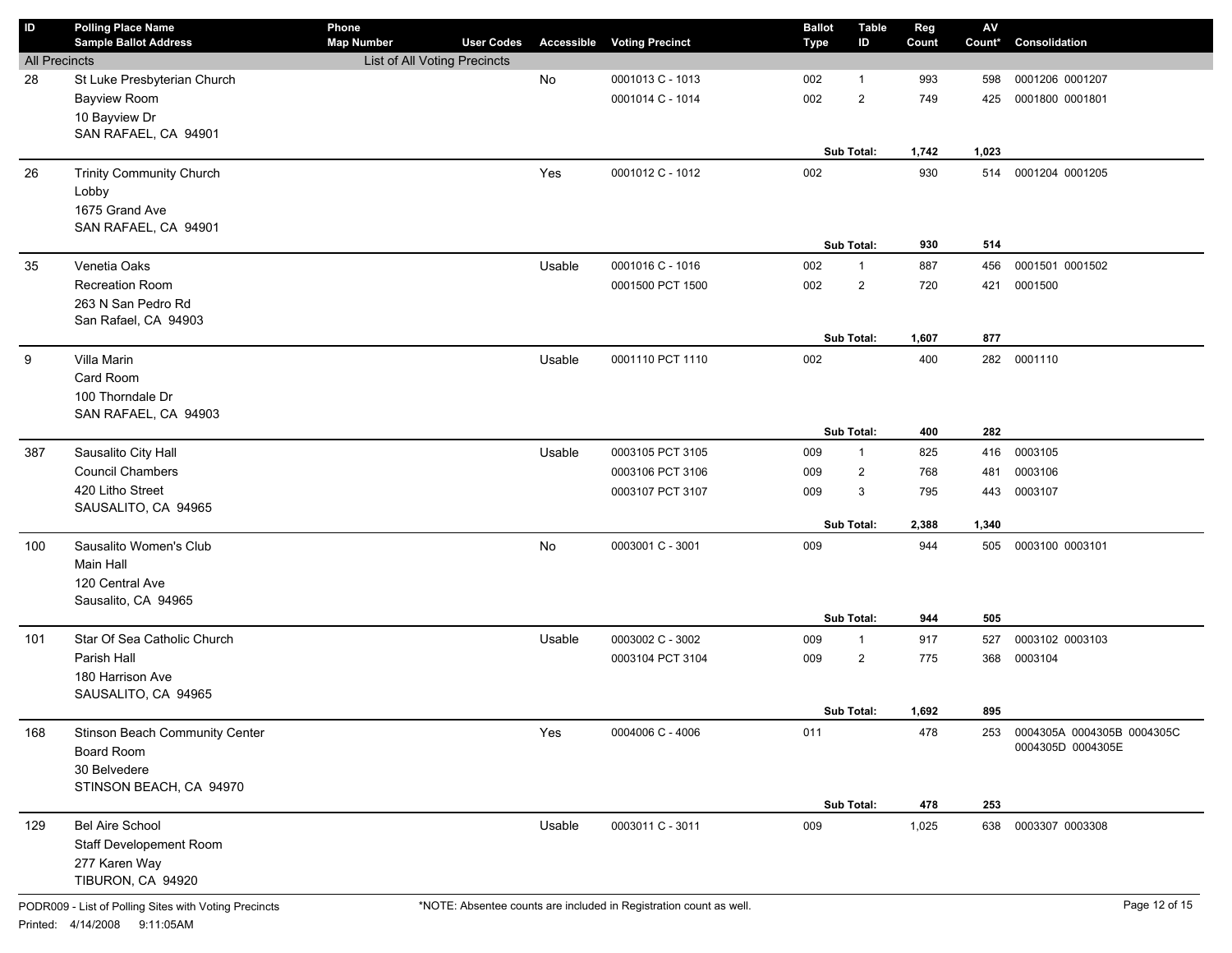| ID | Polling Place Name<br>Sample Ballot Address | Phone<br>Map Number | User Codes | Accessible | Voting Precinct | Ballot Type | Table ID | Reg Count | AV Count* | Consolidation |
|---|---|---|---|---|---|---|---|---|---|---|
| All Precincts | | List of All Voting Precincts | | | | | | | | |
| 28 | St Luke Presbyterian Church<br>Bayview Room<br>10 Bayview Dr<br>SAN RAFAEL, CA 94901 | | | No | 0001013 C - 1013 | 002 | 1 | 993 | 598 | 0001206 0001207 |
| | | | | | 0001014 C - 1014 | 002 | 2 | 749 | 425 | 0001800 0001801 |
| | | | | | | | **Sub Total:** | **1,742** | **1,023** | |
| 26 | Trinity Community Church<br>Lobby<br>1675 Grand Ave<br>SAN RAFAEL, CA 94901 | | | Yes | 0001012 C - 1012 | 002 | | 930 | 514 | 0001204 0001205 |
| | | | | | | | **Sub Total:** | **930** | **514** | |
| 35 | Venetia Oaks<br>Recreation Room<br>263 N San Pedro Rd<br>San Rafael, CA 94903 | | | Usable | 0001016 C - 1016 | 002 | 1 | 887 | 456 | 0001501 0001502 |
| | | | | | 0001500 PCT 1500 | 002 | 2 | 720 | 421 | 0001500 |
| | | | | | | | **Sub Total:** | **1,607** | **877** | |
| 9 | Villa Marin<br>Card Room<br>100 Thorndale Dr<br>SAN RAFAEL, CA 94903 | | | Usable | 0001110 PCT 1110 | 002 | | 400 | 282 | 0001110 |
| | | | | | | | **Sub Total:** | **400** | **282** | |
| 387 | Sausalito City Hall<br>Council Chambers<br>420 Litho Street<br>SAUSALITO, CA 94965 | | | Usable | 0003105 PCT 3105 | 009 | 1 | 825 | 416 | 0003105 |
| | | | | | 0003106 PCT 3106 | 009 | 2 | 768 | 481 | 0003106 |
| | | | | | 0003107 PCT 3107 | 009 | 3 | 795 | 443 | 0003107 |
| | | | | | | | **Sub Total:** | **2,388** | **1,340** | |
| 100 | Sausalito Women's Club<br>Main Hall<br>120 Central Ave<br>Sausalito, CA 94965 | | | No | 0003001 C - 3001 | 009 | | 944 | 505 | 0003100 0003101 |
| | | | | | | | **Sub Total:** | **944** | **505** | |
| 101 | Star Of Sea Catholic Church<br>Parish Hall<br>180 Harrison Ave<br>SAUSALITO, CA 94965 | | | Usable | 0003002 C - 3002 | 009 | 1 | 917 | 527 | 0003102 0003103 |
| | | | | | 0003104 PCT 3104 | 009 | 2 | 775 | 368 | 0003104 |
| | | | | | | | **Sub Total:** | **1,692** | **895** | |
| 168 | Stinson Beach Community Center<br>Board Room<br>30 Belvedere<br>STINSON BEACH, CA 94970 | | | Yes | 0004006 C - 4006 | 011 | | 478 | 253 | 0004305A 0004305B 0004305C 0004305D 0004305E |
| | | | | | | | **Sub Total:** | **478** | **253** | |
| 129 | Bel Aire School<br>Staff Developement Room<br>277 Karen Way<br>TIBURON, CA 94920 | | | Usable | 0003011 C - 3011 | 009 | | 1,025 | 638 | 0003307 0003308 |

PODR009 - List of Polling Sites with Voting Precincts

Printed: 4/14/2008 9:11:05AM

*NOTE: Absentee counts are included in Registration count as well.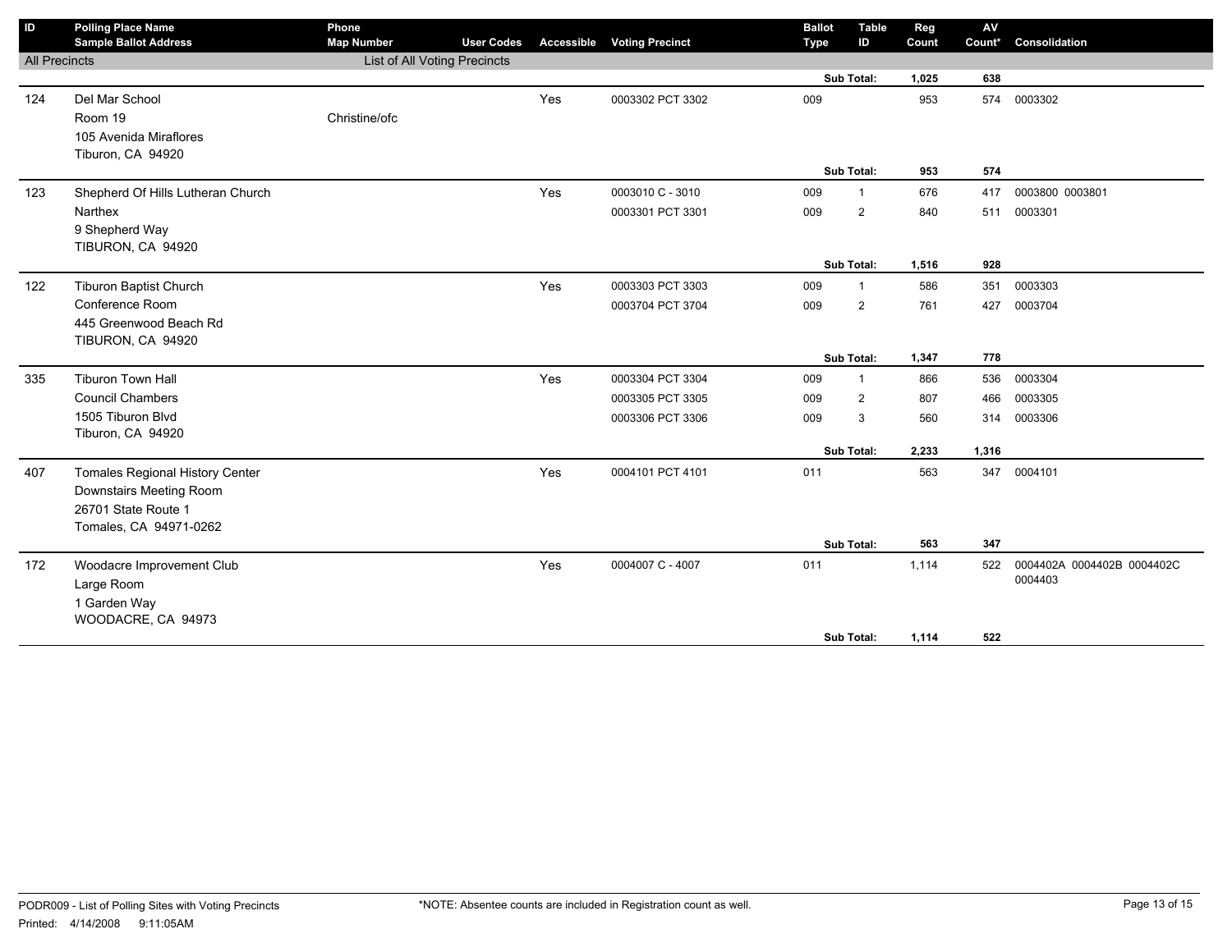| ID | Polling Place Name<br>Sample Ballot Address | Phone<br>Map Number | User Codes | Accessible | Voting Precinct | Ballot Type | Table ID | Reg Count | AV Count* | Consolidation |
|---|---|---|---|---|---|---|---|---|---|---|
| All Precincts | | List of All Voting Precincts | | | | | | | | |
| | | | | | | | Sub Total: | 1,025 | 638 | |
| 124 | Del Mar School<br>Room 19<br>105 Avenida Miraflores<br>Tiburon, CA 94920 | Christine/ofc | | Yes | 0003302 PCT 3302 | 009 | | 953 | 574 | 0003302 |
| | | | | | | | Sub Total: | 953 | 574 | |
| 123 | Shepherd Of Hills Lutheran Church<br>Narthex<br>9 Shepherd Way<br>TIBURON, CA 94920 | | | Yes | 0003010 C - 3010 | 009 | 1 | 676 | 417 | 0003800 0003801 |
| | | | | | 0003301 PCT 3301 | 009 | 2 | 840 | 511 | 0003301 |
| | | | | | | | Sub Total: | 1,516 | 928 | |
| 122 | Tiburon Baptist Church<br>Conference Room<br>445 Greenwood Beach Rd<br>TIBURON, CA 94920 | | | Yes | 0003303 PCT 3303 | 009 | 1 | 586 | 351 | 0003303 |
| | | | | | 0003704 PCT 3704 | 009 | 2 | 761 | 427 | 0003704 |
| | | | | | | | Sub Total: | 1,347 | 778 | |
| 335 | Tiburon Town Hall<br>Council Chambers<br>1505 Tiburon Blvd<br>Tiburon, CA 94920 | | | Yes | 0003304 PCT 3304 | 009 | 1 | 866 | 536 | 0003304 |
| | | | | | 0003305 PCT 3305 | 009 | 2 | 807 | 466 | 0003305 |
| | | | | | 0003306 PCT 3306 | 009 | 3 | 560 | 314 | 0003306 |
| | | | | | | | Sub Total: | 2,233 | 1,316 | |
| 407 | Tomales Regional History Center<br>Downstairs Meeting Room<br>26701 State Route 1<br>Tomales, CA 94971-0262 | | | Yes | 0004101 PCT 4101 | 011 | | 563 | 347 | 0004101 |
| | | | | | | | Sub Total: | 563 | 347 | |
| 172 | Woodacre Improvement Club<br>Large Room<br>1 Garden Way<br>WOODACRE, CA 94973 | | | Yes | 0004007 C - 4007 | 011 | | 1,114 | 522 | 0004402A 0004402B 0004402C 0004403 |
| | | | | | | | Sub Total: | 1,114 | 522 | |

PODR009 - List of Polling Sites with Voting Precincts

Printed: 4/14/2008 9:11:05AM

*NOTE: Absentee counts are included in Registration count as well.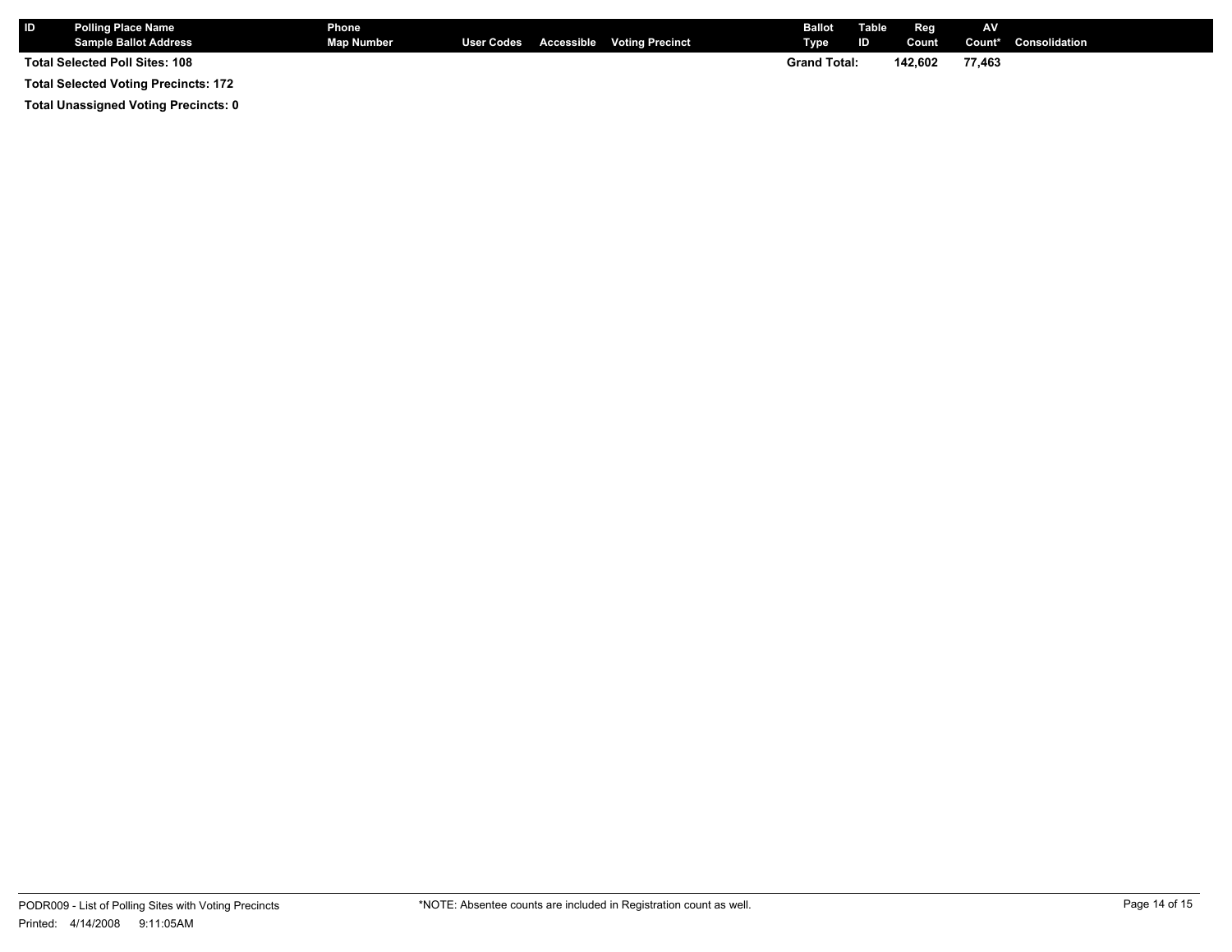| ID | Polling Place Name<br>Sample Ballot Address | Phone<br>Map Number | User Codes | Accessible | Voting Precinct | Ballot Type | Table ID | Reg Count | AV Count* | Consolidation |
|---|---|---|---|---|---|---|---|---|---|---|
| Total Selected Poll Sites: 108 | | | | | | Grand Total: | | 142,602 | 77,463 | |

**Total Selected Voting Precincts: 172**

**Total Unassigned Voting Precincts: 0**

PODR009 - List of Polling Sites with Voting Precincts

Printed: 4/14/2008 9:11:05AM

*NOTE: Absentee counts are included in Registration count as well.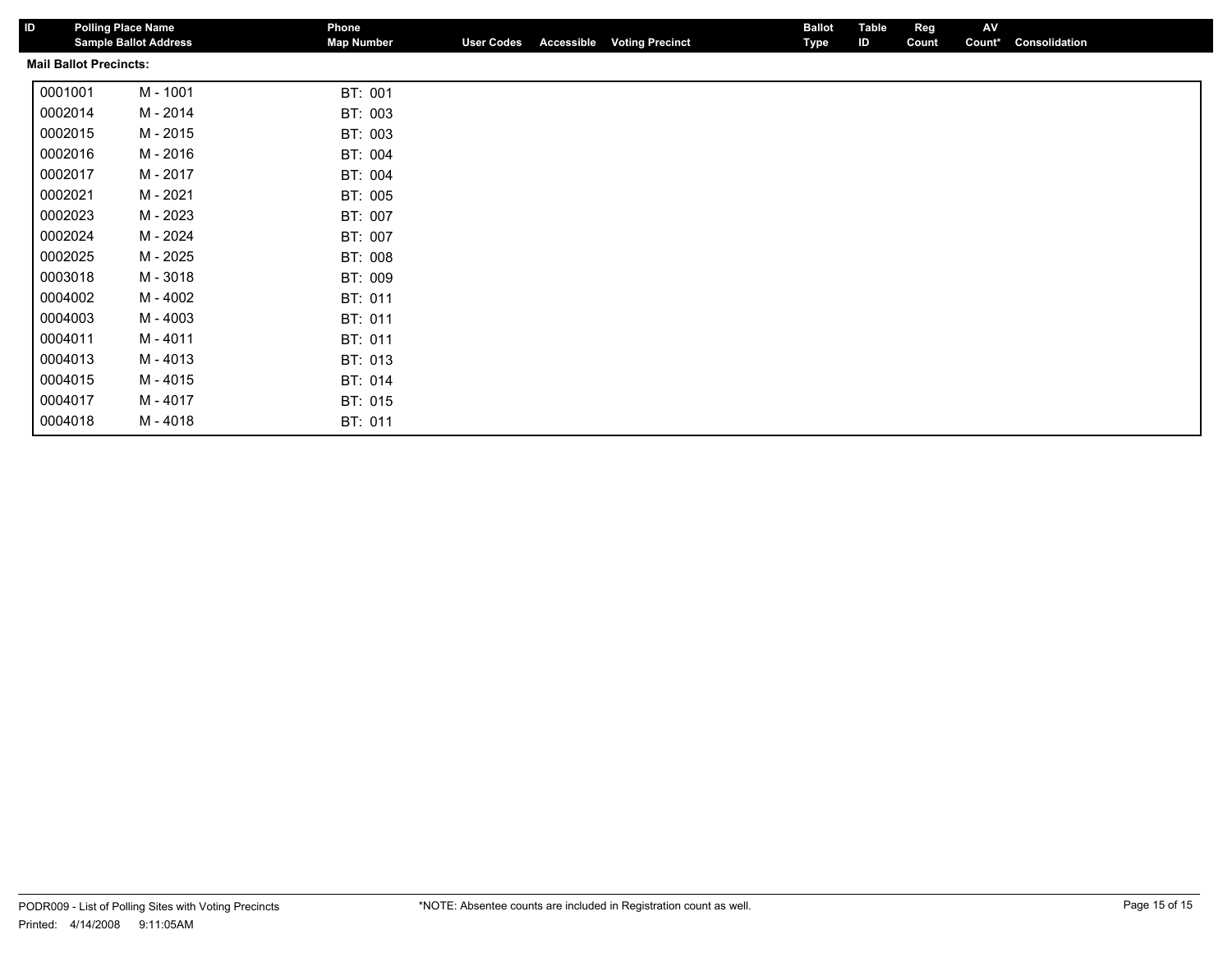| ID | Polling Place Name / Sample Ballot Address | Phone / Map Number | User Codes | Accessible | Voting Precinct | Ballot Type | Table ID | Reg Count | AV Count* | Consolidation |
|---|---|---|---|---|---|---|---|---|---|---|

**Mail Ballot Precincts:**

| | | |
|---|---|---|
| 0001001 | M - 1001 | BT: 001 |
| 0002014 | M - 2014 | BT: 003 |
| 0002015 | M - 2015 | BT: 003 |
| 0002016 | M - 2016 | BT: 004 |
| 0002017 | M - 2017 | BT: 004 |
| 0002021 | M - 2021 | BT: 005 |
| 0002023 | M - 2023 | BT: 007 |
| 0002024 | M - 2024 | BT: 007 |
| 0002025 | M - 2025 | BT: 008 |
| 0003018 | M - 3018 | BT: 009 |
| 0004002 | M - 4002 | BT: 011 |
| 0004003 | M - 4003 | BT: 011 |
| 0004011 | M - 4011 | BT: 011 |
| 0004013 | M - 4013 | BT: 013 |
| 0004015 | M - 4015 | BT: 014 |
| 0004017 | M - 4017 | BT: 015 |
| 0004018 | M - 4018 | BT: 011 |

PODR009 - List of Polling Sites with Voting Precincts

Printed: 4/14/2008 9:11:05AM

*NOTE: Absentee counts are included in Registration count as well.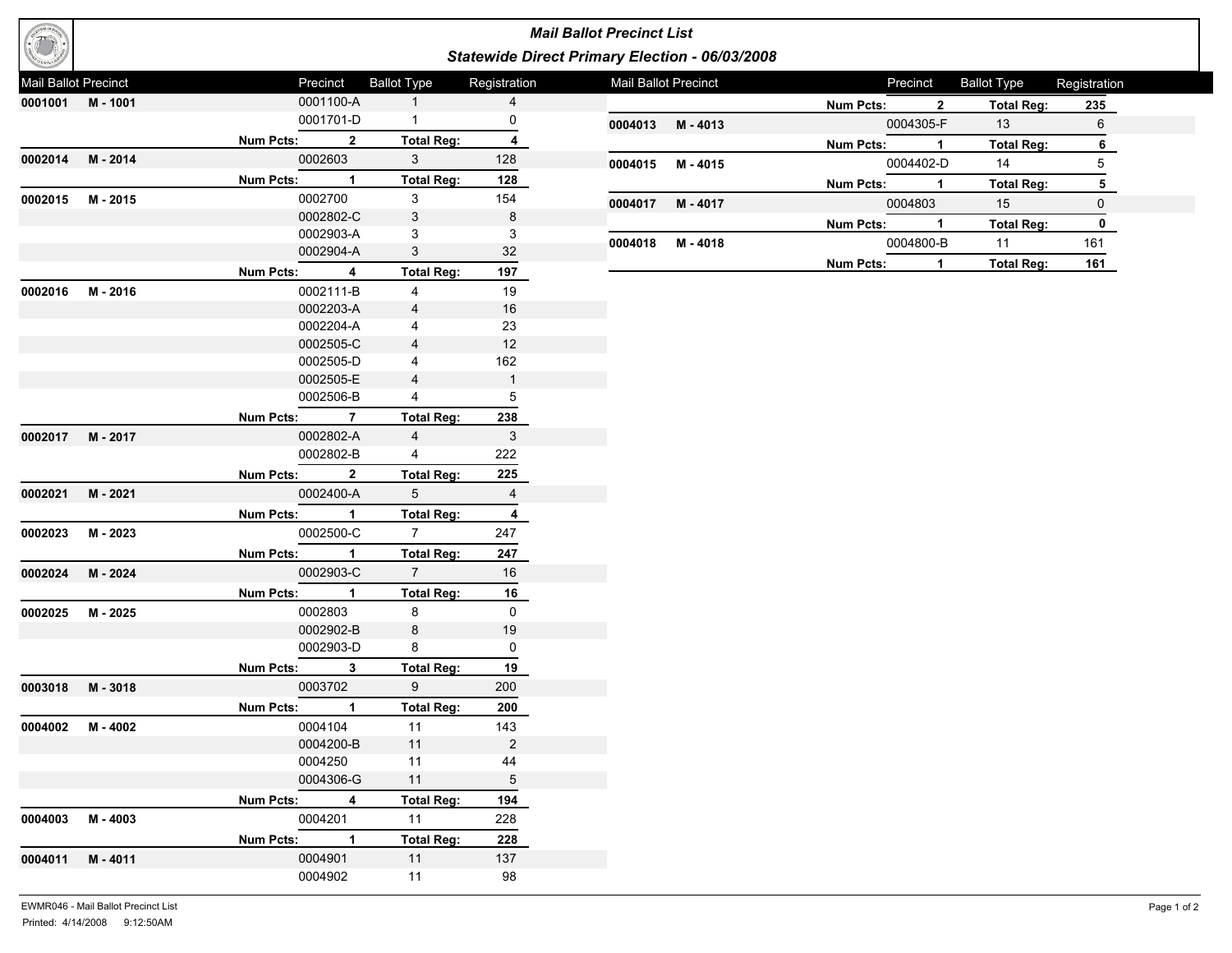# Mail Ballot Precinct List

## Statewide Direct Primary Election - 06/03/2008

| Mail Ballot Precinct | | | Precinct | Ballot Type | Registration |
|---|---|---|---|---|---|
| **0001001** | **M - 1001** | | 0001100-A | 1 | 4 |
| | | | 0001701-D | 1 | 0 |
| | | **Num Pcts:** | **2** | **Total Reg:** | **4** |
| **0002014** | **M - 2014** | | 0002603 | 3 | 128 |
| | | **Num Pcts:** | **1** | **Total Reg:** | **128** |
| **0002015** | **M - 2015** | | 0002700 | 3 | 154 |
| | | | 0002802-C | 3 | 8 |
| | | | 0002903-A | 3 | 3 |
| | | | 0002904-A | 3 | 32 |
| | | **Num Pcts:** | **4** | **Total Reg:** | **197** |
| **0002016** | **M - 2016** | | 0002111-B | 4 | 19 |
| | | | 0002203-A | 4 | 16 |
| | | | 0002204-A | 4 | 23 |
| | | | 0002505-C | 4 | 12 |
| | | | 0002505-D | 4 | 162 |
| | | | 0002505-E | 4 | 1 |
| | | | 0002506-B | 4 | 5 |
| | | **Num Pcts:** | **7** | **Total Reg:** | **238** |
| **0002017** | **M - 2017** | | 0002802-A | 4 | 3 |
| | | | 0002802-B | 4 | 222 |
| | | **Num Pcts:** | **2** | **Total Reg:** | **225** |
| **0002021** | **M - 2021** | | 0002400-A | 5 | 4 |
| | | **Num Pcts:** | **1** | **Total Reg:** | **4** |
| **0002023** | **M - 2023** | | 0002500-C | 7 | 247 |
| | | **Num Pcts:** | **1** | **Total Reg:** | **247** |
| **0002024** | **M - 2024** | | 0002903-C | 7 | 16 |
| | | **Num Pcts:** | **1** | **Total Reg:** | **16** |
| **0002025** | **M - 2025** | | 0002803 | 8 | 0 |
| | | | 0002902-B | 8 | 19 |
| | | | 0002903-D | 8 | 0 |
| | | **Num Pcts:** | **3** | **Total Reg:** | **19** |
| **0003018** | **M - 3018** | | 0003702 | 9 | 200 |
| | | **Num Pcts:** | **1** | **Total Reg:** | **200** |
| **0004002** | **M - 4002** | | 0004104 | 11 | 143 |
| | | | 0004200-B | 11 | 2 |
| | | | 0004250 | 11 | 44 |
| | | | 0004306-G | 11 | 5 |
| | | **Num Pcts:** | **4** | **Total Reg:** | **194** |
| **0004003** | **M - 4003** | | 0004201 | 11 | 228 |
| | | **Num Pcts:** | **1** | **Total Reg:** | **228** |
| **0004011** | **M - 4011** | | 0004901 | 11 | 137 |
| | | | 0004902 | 11 | 98 |
| | | **Num Pcts:** | **2** | **Total Reg:** | **235** |
| **0004013** | **M - 4013** | | 0004305-F | 13 | 6 |
| | | **Num Pcts:** | **1** | **Total Reg:** | **6** |
| **0004015** | **M - 4015** | | 0004402-D | 14 | 5 |
| | | **Num Pcts:** | **1** | **Total Reg:** | **5** |
| **0004017** | **M - 4017** | | 0004803 | 15 | 0 |
| | | **Num Pcts:** | **1** | **Total Reg:** | **0** |
| **0004018** | **M - 4018** | | 0004800-B | 11 | 161 |
| | | **Num Pcts:** | **1** | **Total Reg:** | **161** |

EWMR046 - Mail Ballot Precinct List

Printed: 4/14/2008 9:12:50AM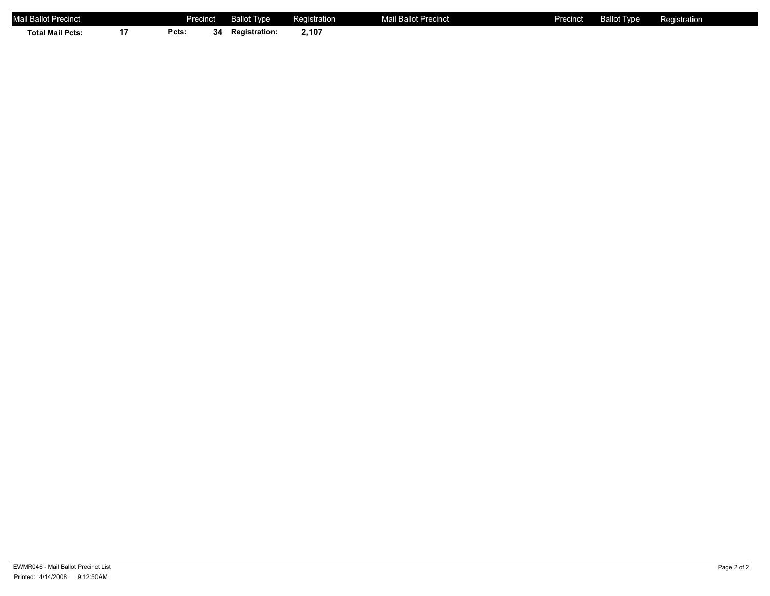| Mail Ballot Precinct | Precinct | Ballot Type | Registration | Mail Ballot Precinct | Precinct | Ballot Type | Registration |
|---|---|---|---|---|---|---|---|

**Total Mail Pcts:** **17** **Pcts:** **34** **Registration:** **2,107**

EWMR046 - Mail Ballot Precinct List

Printed: 4/14/2008 9:12:50AM